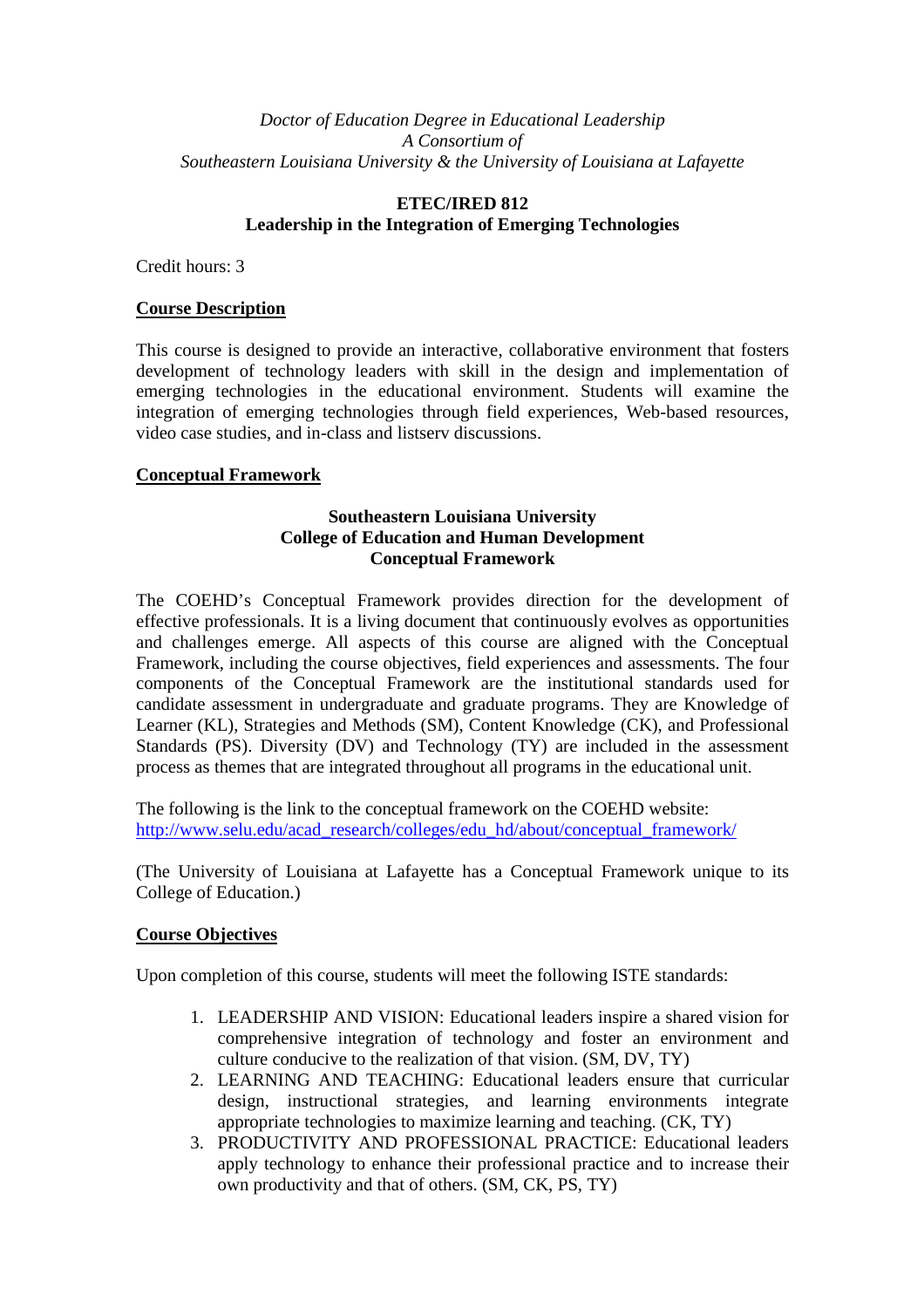*Doctor of Education Degree in Educational Leadership*
*A Consortium of*
*Southeastern Louisiana University & the University of Louisiana at Lafayette*

# ETEC/IRED 812
# Leadership in the Integration of Emerging Technologies

Credit hours: 3

## Course Description

This course is designed to provide an interactive, collaborative environment that fosters development of technology leaders with skill in the design and implementation of emerging technologies in the educational environment. Students will examine the integration of emerging technologies through field experiences, Web-based resources, video case studies, and in-class and listserv discussions.

## Conceptual Framework

**Southeastern Louisiana University**
**College of Education and Human Development**
**Conceptual Framework**

The COEHD's Conceptual Framework provides direction for the development of effective professionals. It is a living document that continuously evolves as opportunities and challenges emerge. All aspects of this course are aligned with the Conceptual Framework, including the course objectives, field experiences and assessments. The four components of the Conceptual Framework are the institutional standards used for candidate assessment in undergraduate and graduate programs. They are Knowledge of Learner (KL), Strategies and Methods (SM), Content Knowledge (CK), and Professional Standards (PS). Diversity (DV) and Technology (TY) are included in the assessment process as themes that are integrated throughout all programs in the educational unit.

The following is the link to the conceptual framework on the COEHD website:
http://www.selu.edu/acad_research/colleges/edu_hd/about/conceptual_framework/

(The University of Louisiana at Lafayette has a Conceptual Framework unique to its College of Education.)

## Course Objectives

Upon completion of this course, students will meet the following ISTE standards:

1. LEADERSHIP AND VISION: Educational leaders inspire a shared vision for comprehensive integration of technology and foster an environment and culture conducive to the realization of that vision. (SM, DV, TY)
2. LEARNING AND TEACHING: Educational leaders ensure that curricular design, instructional strategies, and learning environments integrate appropriate technologies to maximize learning and teaching. (CK, TY)
3. PRODUCTIVITY AND PROFESSIONAL PRACTICE: Educational leaders apply technology to enhance their professional practice and to increase their own productivity and that of others. (SM, CK, PS, TY)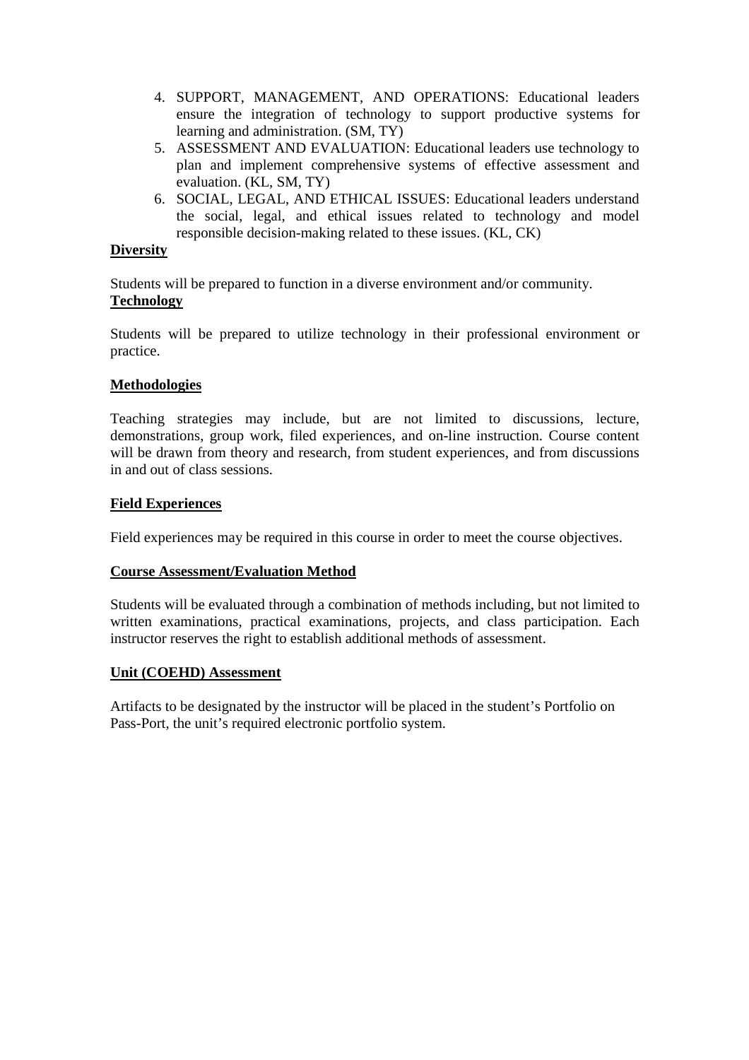4. SUPPORT, MANAGEMENT, AND OPERATIONS: Educational leaders ensure the integration of technology to support productive systems for learning and administration. (SM, TY)
5. ASSESSMENT AND EVALUATION: Educational leaders use technology to plan and implement comprehensive systems of effective assessment and evaluation. (KL, SM, TY)
6. SOCIAL, LEGAL, AND ETHICAL ISSUES: Educational leaders understand the social, legal, and ethical issues related to technology and model responsible decision-making related to these issues. (KL, CK)

**Diversity**

Students will be prepared to function in a diverse environment and/or community.

**Technology**

Students will be prepared to utilize technology in their professional environment or practice.

**Methodologies**

Teaching strategies may include, but are not limited to discussions, lecture, demonstrations, group work, filed experiences, and on-line instruction. Course content will be drawn from theory and research, from student experiences, and from discussions in and out of class sessions.

**Field Experiences**

Field experiences may be required in this course in order to meet the course objectives.

**Course Assessment/Evaluation Method**

Students will be evaluated through a combination of methods including, but not limited to written examinations, practical examinations, projects, and class participation. Each instructor reserves the right to establish additional methods of assessment.

**Unit (COEHD) Assessment**

Artifacts to be designated by the instructor will be placed in the student's Portfolio on Pass-Port, the unit's required electronic portfolio system.